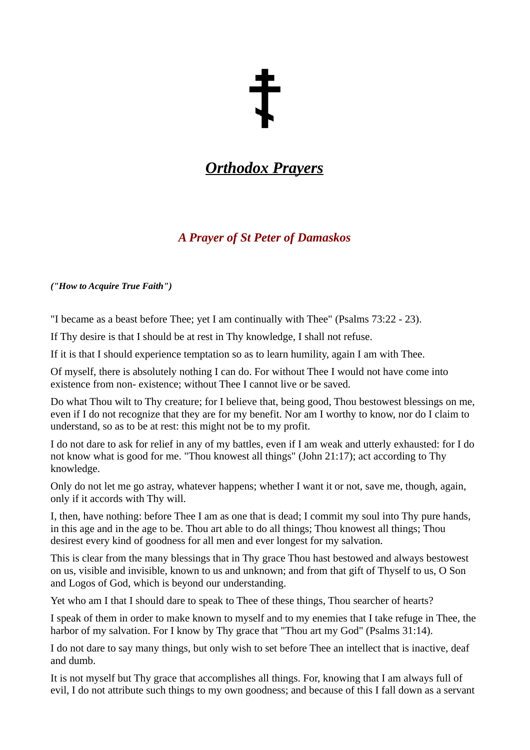‡

# ***Orthodox Prayers***

## ***A Prayer of St Peter of Damaskos***

***("How to Acquire True Faith")***

"I became as a beast before Thee; yet I am continually with Thee" (Psalms 73:22 - 23).

If Thy desire is that I should be at rest in Thy knowledge, I shall not refuse.

If it is that I should experience temptation so as to learn humility, again I am with Thee.

Of myself, there is absolutely nothing I can do. For without Thee I would not have come into existence from non- existence; without Thee I cannot live or be saved.

Do what Thou wilt to Thy creature; for I believe that, being good, Thou bestowest blessings on me, even if I do not recognize that they are for my benefit. Nor am I worthy to know, nor do I claim to understand, so as to be at rest: this might not be to my profit.

I do not dare to ask for relief in any of my battles, even if I am weak and utterly exhausted: for I do not know what is good for me. "Thou knowest all things" (John 21:17); act according to Thy knowledge.

Only do not let me go astray, whatever happens; whether I want it or not, save me, though, again, only if it accords with Thy will.

I, then, have nothing: before Thee I am as one that is dead; I commit my soul into Thy pure hands, in this age and in the age to be. Thou art able to do all things; Thou knowest all things; Thou desirest every kind of goodness for all men and ever longest for my salvation.

This is clear from the many blessings that in Thy grace Thou hast bestowed and always bestowest on us, visible and invisible, known to us and unknown; and from that gift of Thyself to us, O Son and Logos of God, which is beyond our understanding.

Yet who am I that I should dare to speak to Thee of these things, Thou searcher of hearts?

I speak of them in order to make known to myself and to my enemies that I take refuge in Thee, the harbor of my salvation. For I know by Thy grace that "Thou art my God" (Psalms 31:14).

I do not dare to say many things, but only wish to set before Thee an intellect that is inactive, deaf and dumb.

It is not myself but Thy grace that accomplishes all things. For, knowing that I am always full of evil, I do not attribute such things to my own goodness; and because of this I fall down as a servant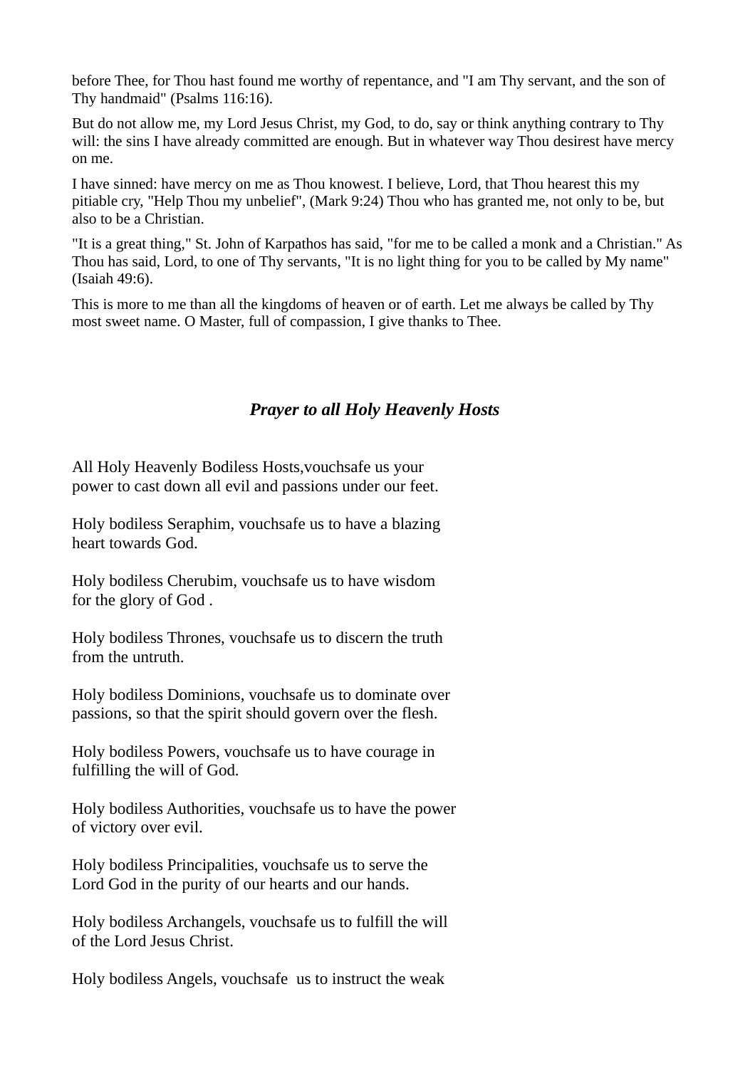before Thee, for Thou hast found me worthy of repentance, and "I am Thy servant, and the son of Thy handmaid" (Psalms 116:16).

But do not allow me, my Lord Jesus Christ, my God, to do, say or think anything contrary to Thy will: the sins I have already committed are enough. But in whatever way Thou desirest have mercy on me.

I have sinned: have mercy on me as Thou knowest. I believe, Lord, that Thou hearest this my pitiable cry, "Help Thou my unbelief", (Mark 9:24) Thou who has granted me, not only to be, but also to be a Christian.

"It is a great thing," St. John of Karpathos has said, "for me to be called a monk and a Christian." As Thou has said, Lord, to one of Thy servants, "It is no light thing for you to be called by My name" (Isaiah 49:6).

This is more to me than all the kingdoms of heaven or of earth. Let me always be called by Thy most sweet name. O Master, full of compassion, I give thanks to Thee.

## *Prayer to all Holy Heavenly Hosts*

All Holy Heavenly Bodiless Hosts,vouchsafe us your power to cast down all evil and passions under our feet.

Holy bodiless Seraphim, vouchsafe us to have a blazing heart towards God.

Holy bodiless Cherubim, vouchsafe us to have wisdom for the glory of God .

Holy bodiless Thrones, vouchsafe us to discern the truth from the untruth.

Holy bodiless Dominions, vouchsafe us to dominate over passions, so that the spirit should govern over the flesh.

Holy bodiless Powers, vouchsafe us to have courage in fulfilling the will of God.

Holy bodiless Authorities, vouchsafe us to have the power of victory over evil.

Holy bodiless Principalities, vouchsafe us to serve the Lord God in the purity of our hearts and our hands.

Holy bodiless Archangels, vouchsafe us to fulfill the will of the Lord Jesus Christ.

Holy bodiless Angels, vouchsafe us to instruct the weak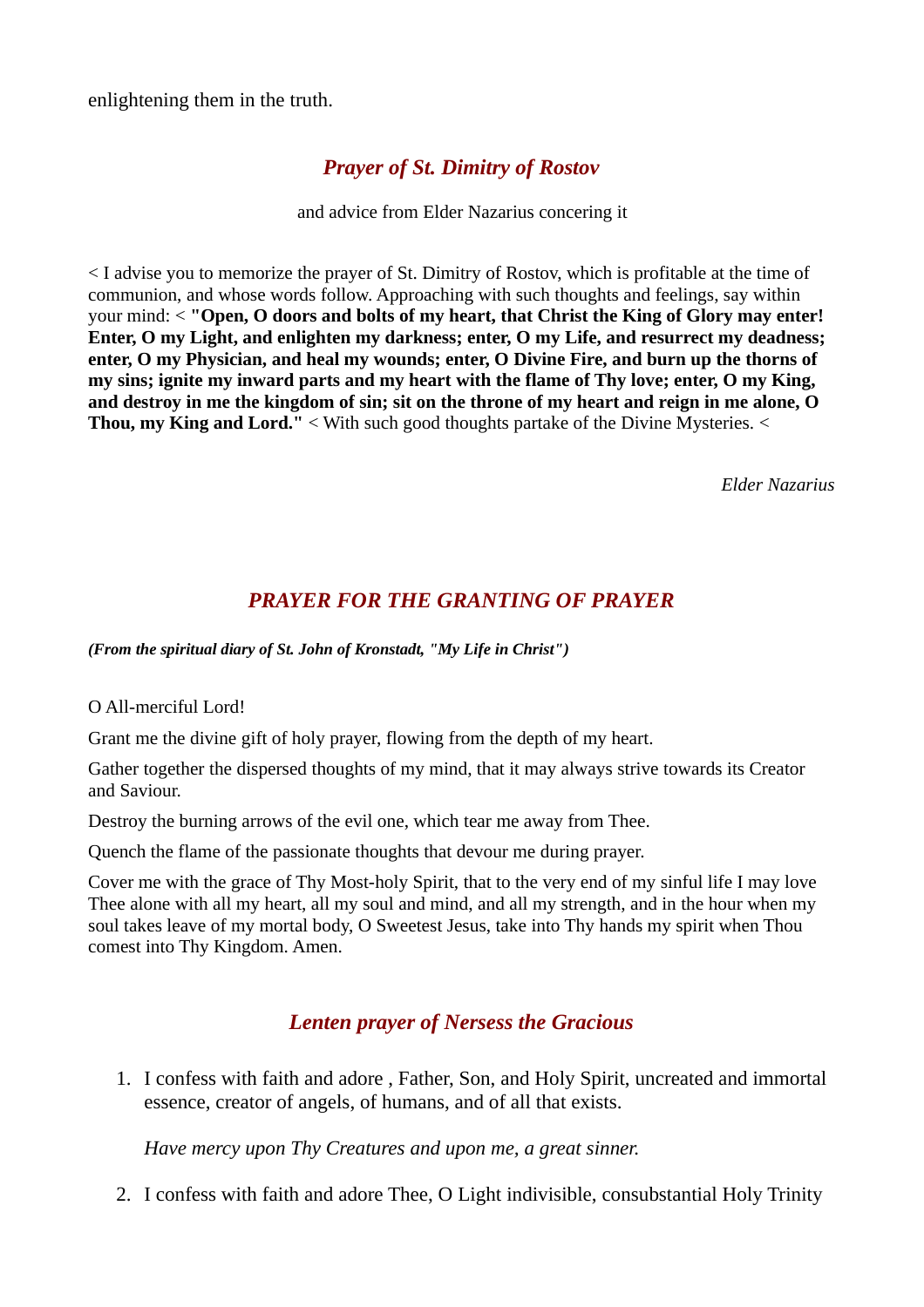enlightening them in the truth.

## *Prayer of St. Dimitry of Rostov*

and advice from Elder Nazarius concering it

< I advise you to memorize the prayer of St. Dimitry of Rostov, which is profitable at the time of communion, and whose words follow. Approaching with such thoughts and feelings, say within your mind: < **"Open, O doors and bolts of my heart, that Christ the King of Glory may enter! Enter, O my Light, and enlighten my darkness; enter, O my Life, and resurrect my deadness; enter, O my Physician, and heal my wounds; enter, O Divine Fire, and burn up the thorns of my sins; ignite my inward parts and my heart with the flame of Thy love; enter, O my King, and destroy in me the kingdom of sin; sit on the throne of my heart and reign in me alone, O Thou, my King and Lord."** < With such good thoughts partake of the Divine Mysteries. <

*Elder Nazarius*

## *PRAYER FOR THE GRANTING OF PRAYER*

***(From the spiritual diary of St. John of Kronstadt, "My Life in Christ")***

O All-merciful Lord!

Grant me the divine gift of holy prayer, flowing from the depth of my heart.

Gather together the dispersed thoughts of my mind, that it may always strive towards its Creator and Saviour.

Destroy the burning arrows of the evil one, which tear me away from Thee.

Quench the flame of the passionate thoughts that devour me during prayer.

Cover me with the grace of Thy Most-holy Spirit, that to the very end of my sinful life I may love Thee alone with all my heart, all my soul and mind, and all my strength, and in the hour when my soul takes leave of my mortal body, O Sweetest Jesus, take into Thy hands my spirit when Thou comest into Thy Kingdom. Amen.

## *Lenten prayer of Nersess the Gracious*

1. I confess with faith and adore , Father, Son, and Holy Spirit, uncreated and immortal essence, creator of angels, of humans, and of all that exists.

   *Have mercy upon Thy Creatures and upon me, a great sinner.*

2. I confess with faith and adore Thee, O Light indivisible, consubstantial Holy Trinity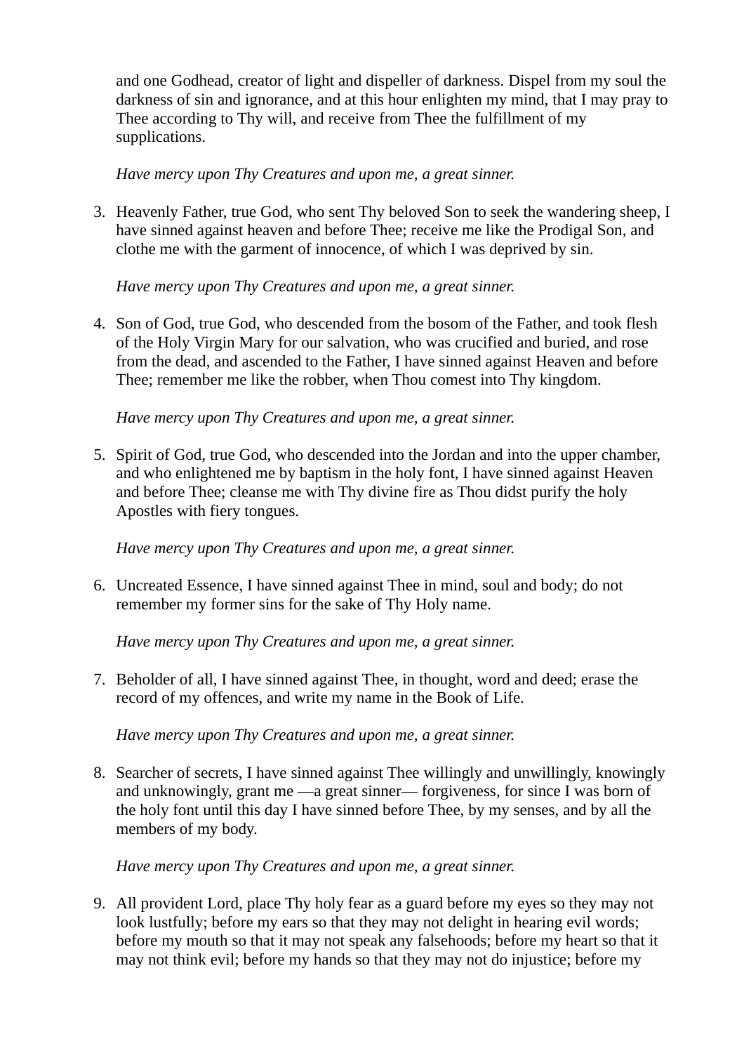and one Godhead, creator of light and dispeller of darkness. Dispel from my soul the darkness of sin and ignorance, and at this hour enlighten my mind, that I may pray to Thee according to Thy will, and receive from Thee the fulfillment of my supplications.

*Have mercy upon Thy Creatures and upon me, a great sinner.*

3. Heavenly Father, true God, who sent Thy beloved Son to seek the wandering sheep, I have sinned against heaven and before Thee; receive me like the Prodigal Son, and clothe me with the garment of innocence, of which I was deprived by sin.

   *Have mercy upon Thy Creatures and upon me, a great sinner.*

4. Son of God, true God, who descended from the bosom of the Father, and took flesh of the Holy Virgin Mary for our salvation, who was crucified and buried, and rose from the dead, and ascended to the Father, I have sinned against Heaven and before Thee; remember me like the robber, when Thou comest into Thy kingdom.

   *Have mercy upon Thy Creatures and upon me, a great sinner.*

5. Spirit of God, true God, who descended into the Jordan and into the upper chamber, and who enlightened me by baptism in the holy font, I have sinned against Heaven and before Thee; cleanse me with Thy divine fire as Thou didst purify the holy Apostles with fiery tongues.

   *Have mercy upon Thy Creatures and upon me, a great sinner.*

6. Uncreated Essence, I have sinned against Thee in mind, soul and body; do not remember my former sins for the sake of Thy Holy name.

   *Have mercy upon Thy Creatures and upon me, a great sinner.*

7. Beholder of all, I have sinned against Thee, in thought, word and deed; erase the record of my offences, and write my name in the Book of Life.

   *Have mercy upon Thy Creatures and upon me, a great sinner.*

8. Searcher of secrets, I have sinned against Thee willingly and unwillingly, knowingly and unknowingly, grant me —a great sinner— forgiveness, for since I was born of the holy font until this day I have sinned before Thee, by my senses, and by all the members of my body.

   *Have mercy upon Thy Creatures and upon me, a great sinner.*

9. All provident Lord, place Thy holy fear as a guard before my eyes so they may not look lustfully; before my ears so that they may not delight in hearing evil words; before my mouth so that it may not speak any falsehoods; before my heart so that it may not think evil; before my hands so that they may not do injustice; before my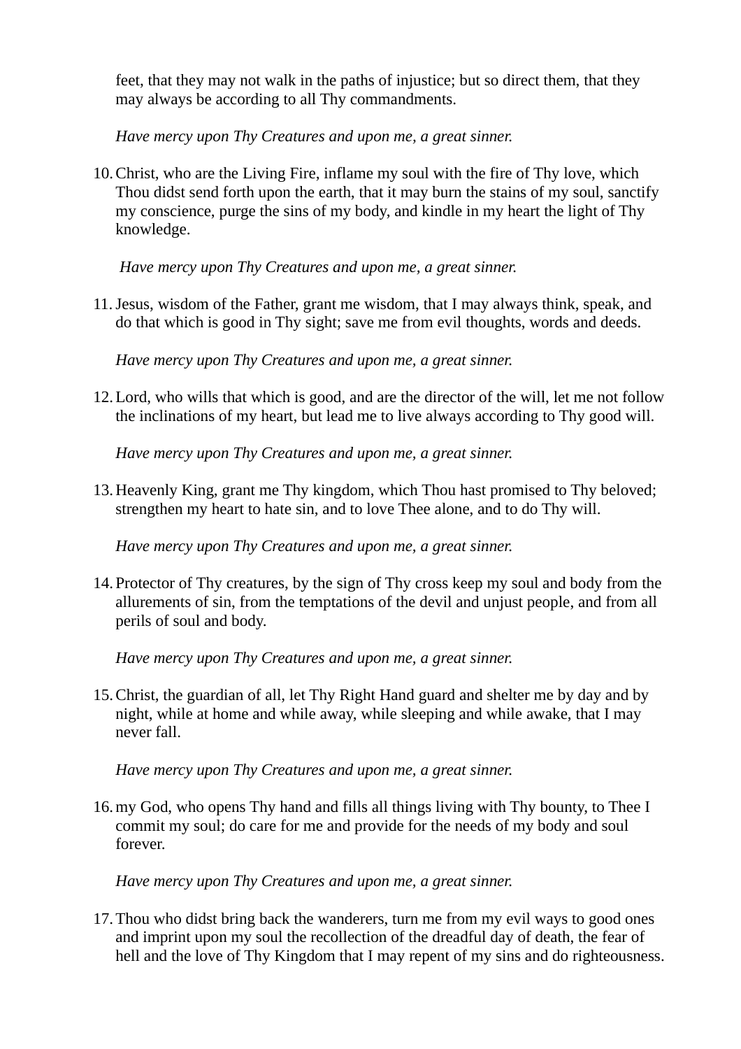feet, that they may not walk in the paths of injustice; but so direct them, that they may always be according to all Thy commandments.

*Have mercy upon Thy Creatures and upon me, a great sinner.*

10. Christ, who are the Living Fire, inflame my soul with the fire of Thy love, which Thou didst send forth upon the earth, that it may burn the stains of my soul, sanctify my conscience, purge the sins of my body, and kindle in my heart the light of Thy knowledge.

    *Have mercy upon Thy Creatures and upon me, a great sinner.*

11. Jesus, wisdom of the Father, grant me wisdom, that I may always think, speak, and do that which is good in Thy sight; save me from evil thoughts, words and deeds.

    *Have mercy upon Thy Creatures and upon me, a great sinner.*

12. Lord, who wills that which is good, and are the director of the will, let me not follow the inclinations of my heart, but lead me to live always according to Thy good will.

    *Have mercy upon Thy Creatures and upon me, a great sinner.*

13. Heavenly King, grant me Thy kingdom, which Thou hast promised to Thy beloved; strengthen my heart to hate sin, and to love Thee alone, and to do Thy will.

    *Have mercy upon Thy Creatures and upon me, a great sinner.*

14. Protector of Thy creatures, by the sign of Thy cross keep my soul and body from the allurements of sin, from the temptations of the devil and unjust people, and from all perils of soul and body.

    *Have mercy upon Thy Creatures and upon me, a great sinner.*

15. Christ, the guardian of all, let Thy Right Hand guard and shelter me by day and by night, while at home and while away, while sleeping and while awake, that I may never fall.

    *Have mercy upon Thy Creatures and upon me, a great sinner.*

16. my God, who opens Thy hand and fills all things living with Thy bounty, to Thee I commit my soul; do care for me and provide for the needs of my body and soul forever.

    *Have mercy upon Thy Creatures and upon me, a great sinner.*

17. Thou who didst bring back the wanderers, turn me from my evil ways to good ones and imprint upon my soul the recollection of the dreadful day of death, the fear of hell and the love of Thy Kingdom that I may repent of my sins and do righteousness.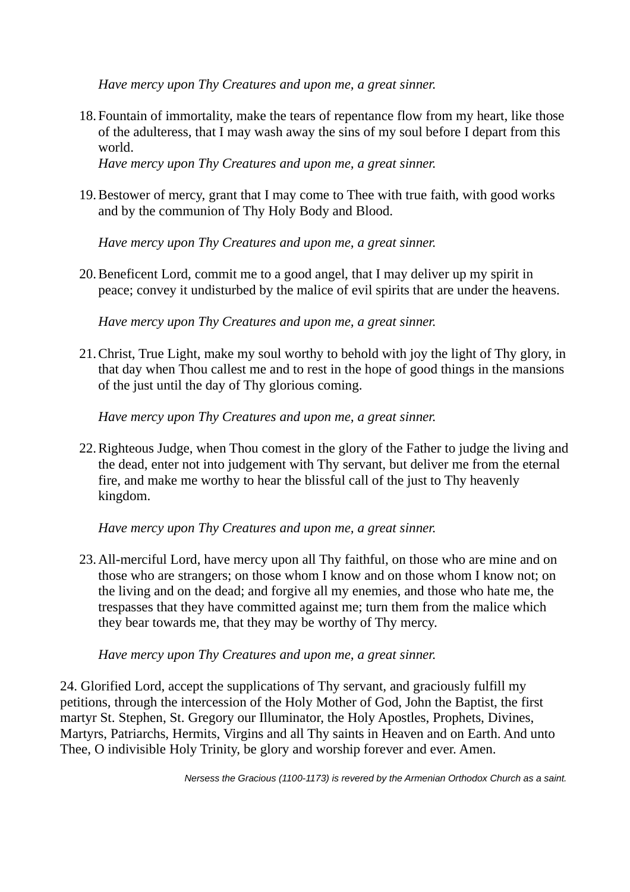*Have mercy upon Thy Creatures and upon me, a great sinner.*

18. Fountain of immortality, make the tears of repentance flow from my heart, like those of the adulteress, that I may wash away the sins of my soul before I depart from this world.
   *Have mercy upon Thy Creatures and upon me, a great sinner.*

19. Bestower of mercy, grant that I may come to Thee with true faith, with good works and by the communion of Thy Holy Body and Blood.

   *Have mercy upon Thy Creatures and upon me, a great sinner.*

20. Beneficent Lord, commit me to a good angel, that I may deliver up my spirit in peace; convey it undisturbed by the malice of evil spirits that are under the heavens.

   *Have mercy upon Thy Creatures and upon me, a great sinner.*

21. Christ, True Light, make my soul worthy to behold with joy the light of Thy glory, in that day when Thou callest me and to rest in the hope of good things in the mansions of the just until the day of Thy glorious coming.

   *Have mercy upon Thy Creatures and upon me, a great sinner.*

22. Righteous Judge, when Thou comest in the glory of the Father to judge the living and the dead, enter not into judgement with Thy servant, but deliver me from the eternal fire, and make me worthy to hear the blissful call of the just to Thy heavenly kingdom.

   *Have mercy upon Thy Creatures and upon me, a great sinner.*

23. All-merciful Lord, have mercy upon all Thy faithful, on those who are mine and on those who are strangers; on those whom I know and on those whom I know not; on the living and on the dead; and forgive all my enemies, and those who hate me, the trespasses that they have committed against me; turn them from the malice which they bear towards me, that they may be worthy of Thy mercy.

   *Have mercy upon Thy Creatures and upon me, a great sinner.*

24. Glorified Lord, accept the supplications of Thy servant, and graciously fulfill my petitions, through the intercession of the Holy Mother of God, John the Baptist, the first martyr St. Stephen, St. Gregory our Illuminator, the Holy Apostles, Prophets, Divines, Martyrs, Patriarchs, Hermits, Virgins and all Thy saints in Heaven and on Earth. And unto Thee, O indivisible Holy Trinity, be glory and worship forever and ever. Amen.

*Nersess the Gracious (1100-1173) is revered by the Armenian Orthodox Church as a saint.*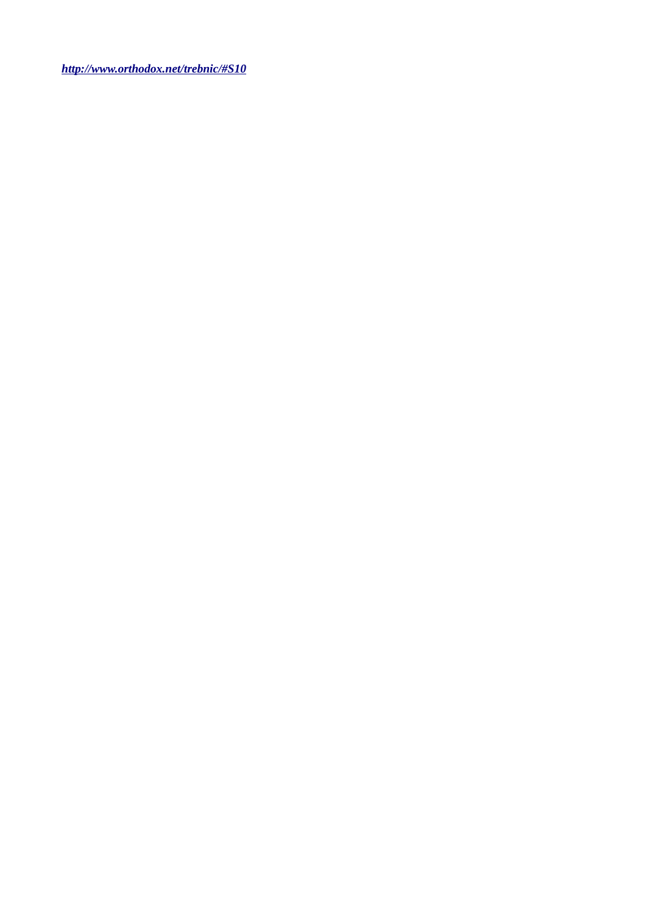***[http://www.orthodox.net/trebnic/#S10](http://www.orthodox.net/trebnic/#S10)***